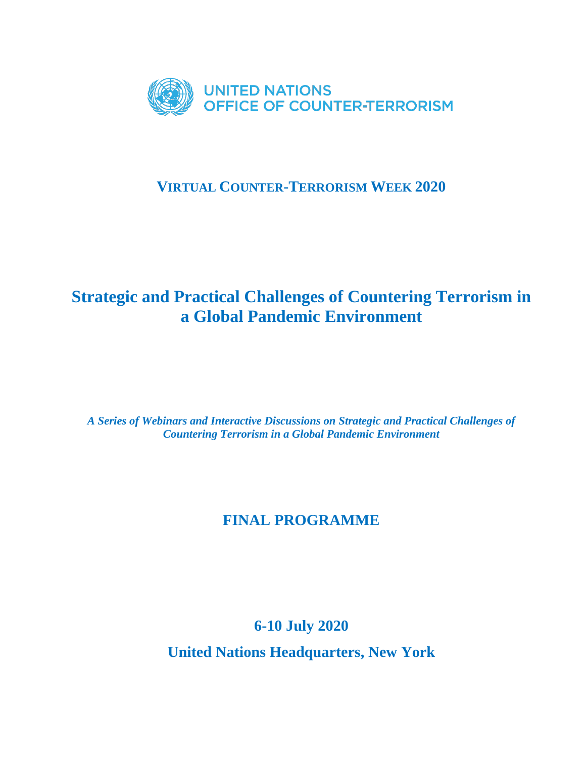UNITED NATIONS
OFFICE OF COUNTER-TERRORISM

## VIRTUAL COUNTER-TERRORISM WEEK 2020

# Strategic and Practical Challenges of Countering Terrorism in a Global Pandemic Environment

***A Series of Webinars and Interactive Discussions on Strategic and Practical Challenges of Countering Terrorism in a Global Pandemic Environment***

## FINAL PROGRAMME

**6-10 July 2020**

**United Nations Headquarters, New York**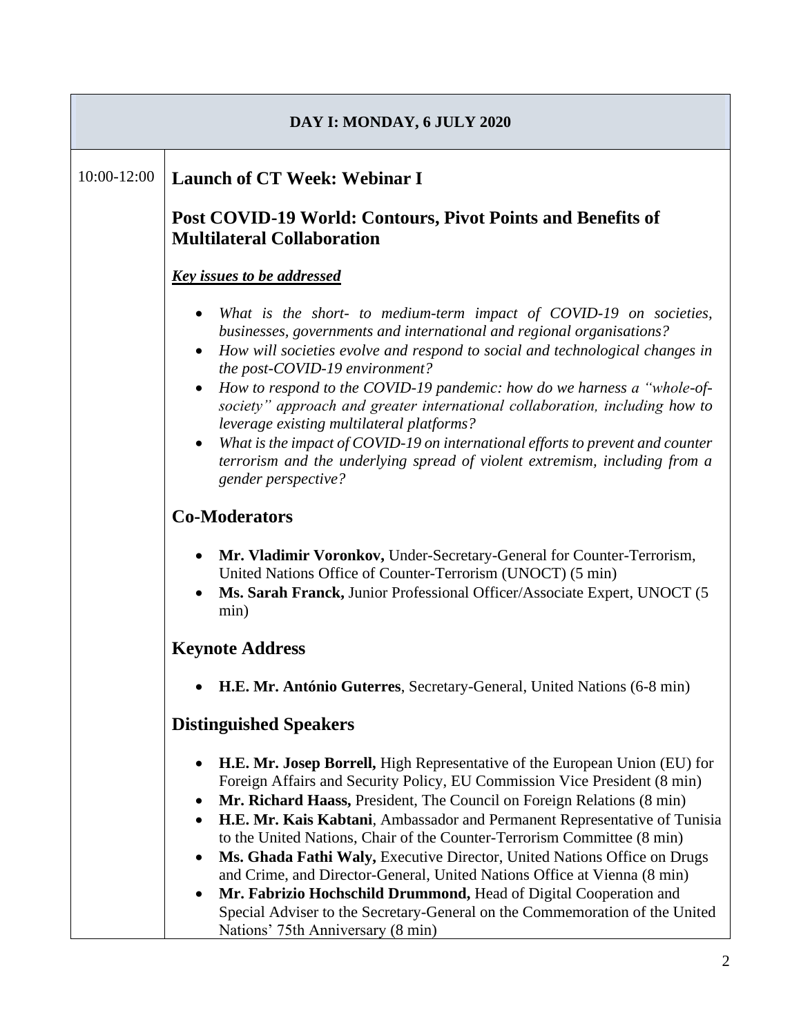| DAY I: MONDAY, 6 JULY 2020 | |
|---|---|
| 10:00-12:00 | **Launch of CT Week: Webinar I**<br><br>**Post COVID-19 World: Contours, Pivot Points and Benefits of Multilateral Collaboration**<br><br>***Key issues to be addressed***<br><br>• *What is the short- to medium-term impact of COVID-19 on societies, businesses, governments and international and regional organisations?*<br>• *How will societies evolve and respond to social and technological changes in the post-COVID-19 environment?*<br>• *How to respond to the COVID-19 pandemic: how do we harness a "whole-of-society" approach and greater international collaboration, including how to leverage existing multilateral platforms?*<br>• *What is the impact of COVID-19 on international efforts to prevent and counter terrorism and the underlying spread of violent extremism, including from a gender perspective?*<br><br>**Co-Moderators**<br><br>• **Mr. Vladimir Voronkov,** Under-Secretary-General for Counter-Terrorism, United Nations Office of Counter-Terrorism (UNOCT) (5 min)<br>• **Ms. Sarah Franck,** Junior Professional Officer/Associate Expert, UNOCT (5 min)<br><br>**Keynote Address**<br><br>• **H.E. Mr. António Guterres**, Secretary-General, United Nations (6-8 min)<br><br>**Distinguished Speakers**<br><br>• **H.E. Mr. Josep Borrell,** High Representative of the European Union (EU) for Foreign Affairs and Security Policy, EU Commission Vice President (8 min)<br>• **Mr. Richard Haass,** President, The Council on Foreign Relations (8 min)<br>• **H.E. Mr. Kais Kabtani**, Ambassador and Permanent Representative of Tunisia to the United Nations, Chair of the Counter-Terrorism Committee (8 min)<br>• **Ms. Ghada Fathi Waly,** Executive Director, United Nations Office on Drugs and Crime, and Director-General, United Nations Office at Vienna (8 min)<br>• **Mr. Fabrizio Hochschild Drummond,** Head of Digital Cooperation and Special Adviser to the Secretary-General on the Commemoration of the United Nations' 75th Anniversary (8 min) |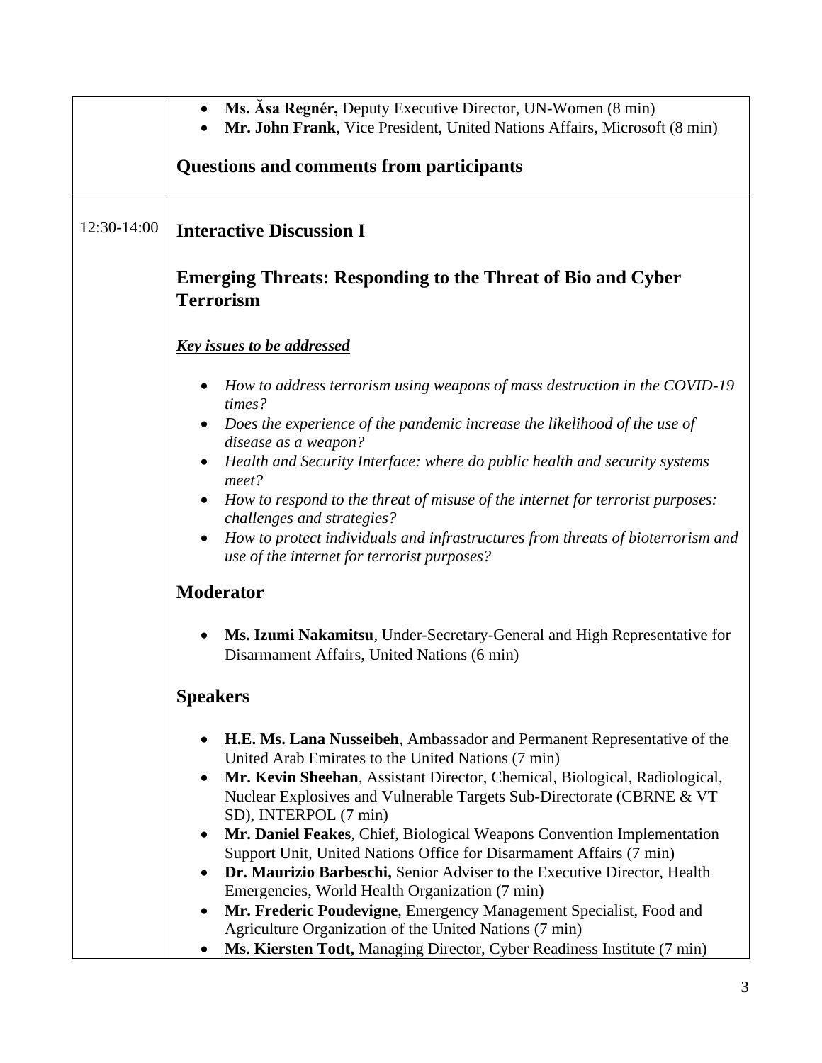| | |
|---|---|
| | • **Ms. Ǎsa Regnér,** Deputy Executive Director, UN-Women (8 min)<br>• **Mr. John Frank**, Vice President, United Nations Affairs, Microsoft (8 min)<br><br>**Questions and comments from participants** |
| 12:30-14:00 | **Interactive Discussion I**<br><br>**Emerging Threats: Responding to the Threat of Bio and Cyber Terrorism**<br><br>***Key issues to be addressed***<br><br>• *How to address terrorism using weapons of mass destruction in the COVID-19 times?*<br>• *Does the experience of the pandemic increase the likelihood of the use of disease as a weapon?*<br>• *Health and Security Interface: where do public health and security systems meet?*<br>• *How to respond to the threat of misuse of the internet for terrorist purposes: challenges and strategies?*<br>• *How to protect individuals and infrastructures from threats of bioterrorism and use of the internet for terrorist purposes?*<br><br>**Moderator**<br><br>• **Ms. Izumi Nakamitsu**, Under-Secretary-General and High Representative for Disarmament Affairs, United Nations (6 min)<br><br>**Speakers**<br><br>• **H.E. Ms. Lana Nusseibeh**, Ambassador and Permanent Representative of the United Arab Emirates to the United Nations (7 min)<br>• **Mr. Kevin Sheehan**, Assistant Director, Chemical, Biological, Radiological, Nuclear Explosives and Vulnerable Targets Sub-Directorate (CBRNE & VT SD), INTERPOL (7 min)<br>• **Mr. Daniel Feakes**, Chief, Biological Weapons Convention Implementation Support Unit, United Nations Office for Disarmament Affairs (7 min)<br>• **Dr. Maurizio Barbeschi,** Senior Adviser to the Executive Director, Health Emergencies, World Health Organization (7 min)<br>• **Mr. Frederic Poudevigne**, Emergency Management Specialist, Food and Agriculture Organization of the United Nations (7 min)<br>• **Ms. Kiersten Todt,** Managing Director, Cyber Readiness Institute (7 min) |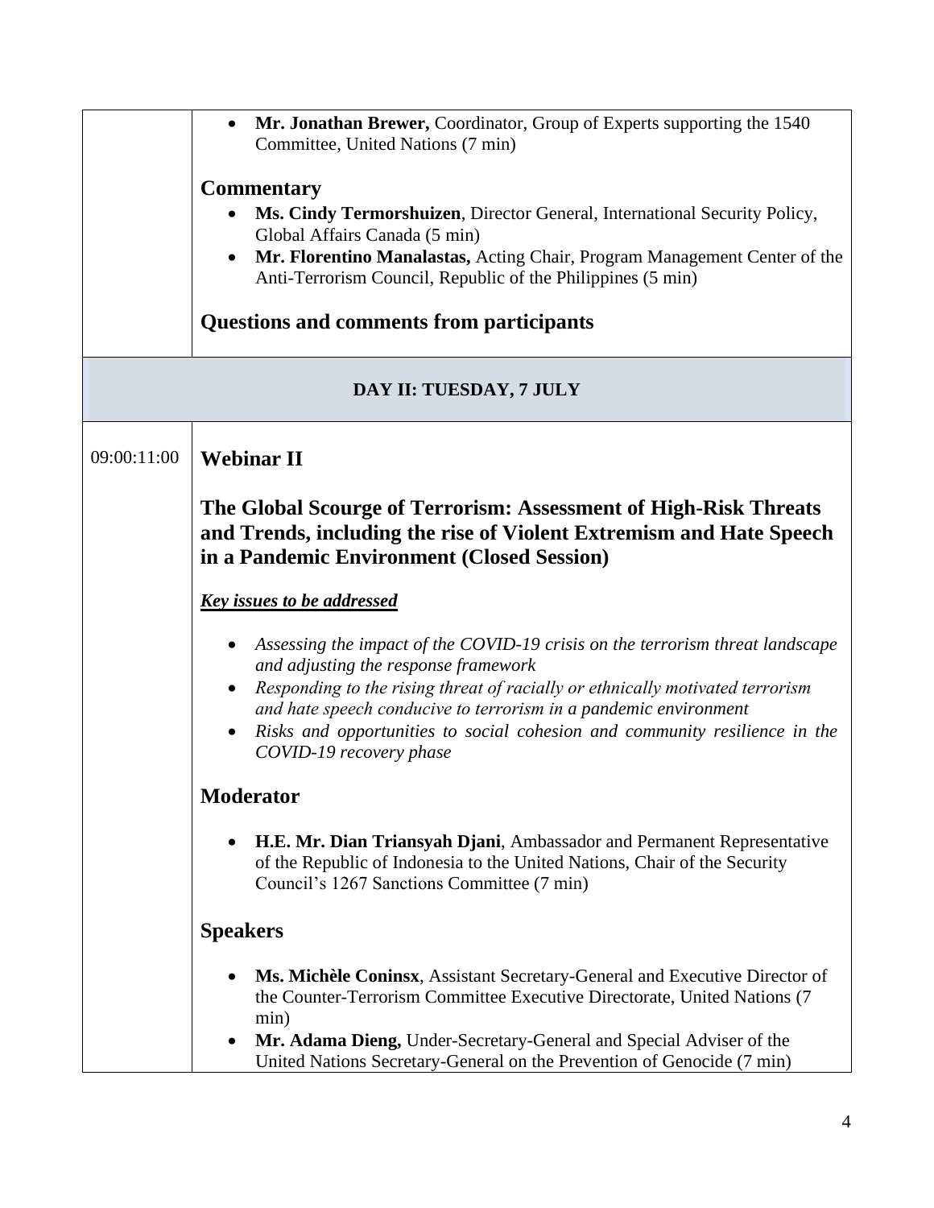| | |
|---|---|
| | • **Mr. Jonathan Brewer,** Coordinator, Group of Experts supporting the 1540 Committee, United Nations (7 min)<br><br>**Commentary**<br>• **Ms. Cindy Termorshuizen**, Director General, International Security Policy, Global Affairs Canada (5 min)<br>• **Mr. Florentino Manalastas,** Acting Chair, Program Management Center of the Anti-Terrorism Council, Republic of the Philippines (5 min)<br><br>**Questions and comments from participants** |
| **DAY II: TUESDAY, 7 JULY** | |
| 09:00:11:00 | **Webinar II**<br><br>**The Global Scourge of Terrorism: Assessment of High-Risk Threats and Trends, including the rise of Violent Extremism and Hate Speech in a Pandemic Environment (Closed Session)**<br><br>***Key issues to be addressed***<br><br>• *Assessing the impact of the COVID-19 crisis on the terrorism threat landscape and adjusting the response framework*<br>• *Responding to the rising threat of racially or ethnically motivated terrorism and hate speech conducive to terrorism in a pandemic environment*<br>• *Risks and opportunities to social cohesion and community resilience in the COVID-19 recovery phase*<br><br>**Moderator**<br><br>• **H.E. Mr. Dian Triansyah Djani**, Ambassador and Permanent Representative of the Republic of Indonesia to the United Nations, Chair of the Security Council's 1267 Sanctions Committee (7 min)<br><br>**Speakers**<br><br>• **Ms. Michèle Coninsx**, Assistant Secretary-General and Executive Director of the Counter-Terrorism Committee Executive Directorate, United Nations (7 min)<br>• **Mr. Adama Dieng,** Under-Secretary-General and Special Adviser of the United Nations Secretary-General on the Prevention of Genocide (7 min) |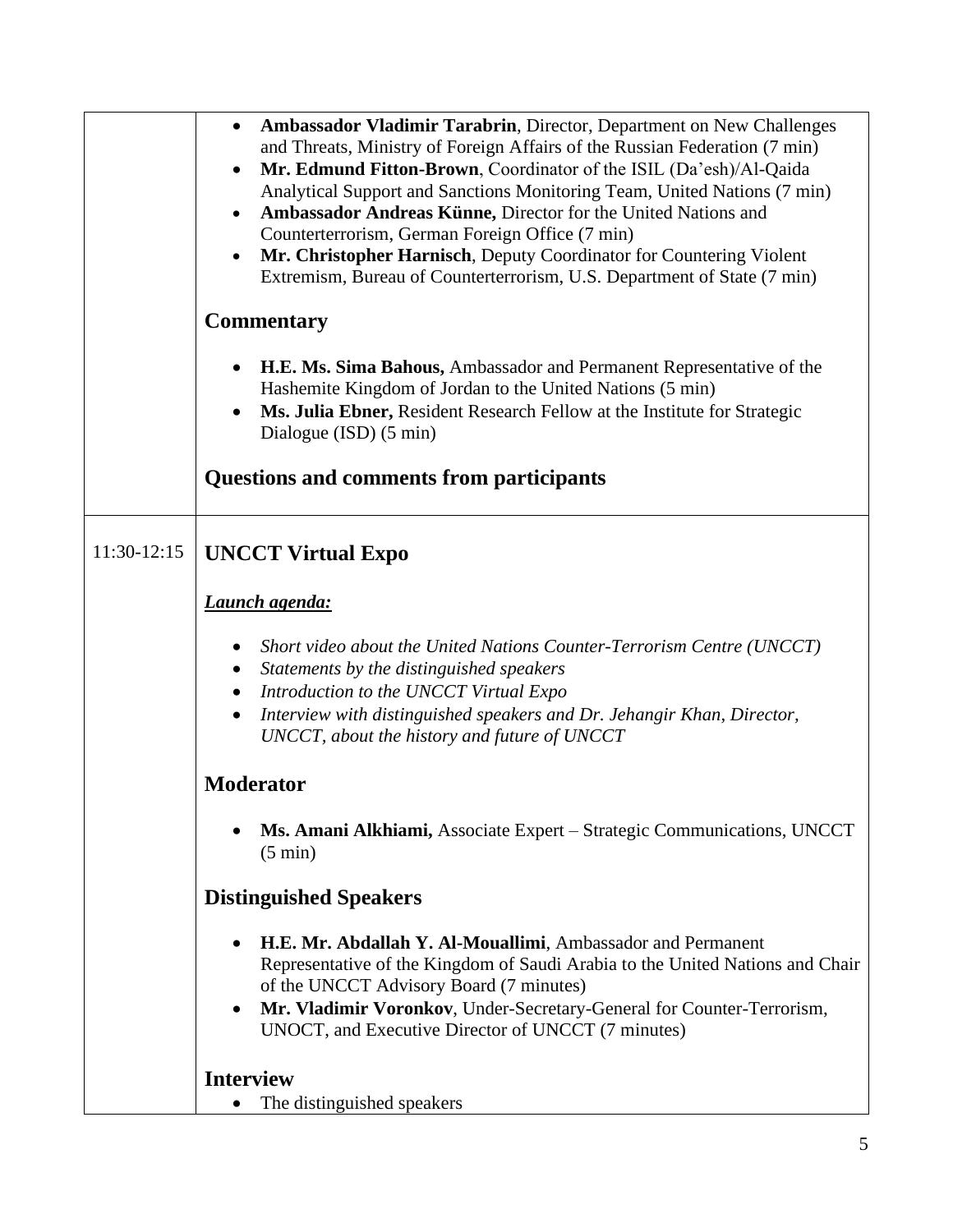| | |
|---|---|
| | • **Ambassador Vladimir Tarabrin**, Director, Department on New Challenges and Threats, Ministry of Foreign Affairs of the Russian Federation (7 min)<br>• **Mr. Edmund Fitton-Brown**, Coordinator of the ISIL (Da'esh)/Al-Qaida Analytical Support and Sanctions Monitoring Team, United Nations (7 min)<br>• **Ambassador Andreas Künne,** Director for the United Nations and Counterterrorism, German Foreign Office (7 min)<br>• **Mr. Christopher Harnisch**, Deputy Coordinator for Countering Violent Extremism, Bureau of Counterterrorism, U.S. Department of State (7 min)<br><br>**Commentary**<br><br>• **H.E. Ms. Sima Bahous,** Ambassador and Permanent Representative of the Hashemite Kingdom of Jordan to the United Nations (5 min)<br>• **Ms. Julia Ebner,** Resident Research Fellow at the Institute for Strategic Dialogue (ISD) (5 min)<br><br>**Questions and comments from participants** |
| 11:30-12:15 | **UNCCT Virtual Expo**<br><br>***<u>Launch agenda:</u>***<br><br>• *Short video about the United Nations Counter-Terrorism Centre (UNCCT)*<br>• *Statements by the distinguished speakers*<br>• *Introduction to the UNCCT Virtual Expo*<br>• *Interview with distinguished speakers and Dr. Jehangir Khan, Director, UNCCT, about the history and future of UNCCT*<br><br>**Moderator**<br><br>• **Ms. Amani Alkhiami,** Associate Expert – Strategic Communications, UNCCT (5 min)<br><br>**Distinguished Speakers**<br><br>• **H.E. Mr. Abdallah Y. Al-Mouallimi**, Ambassador and Permanent Representative of the Kingdom of Saudi Arabia to the United Nations and Chair of the UNCCT Advisory Board (7 minutes)<br>• **Mr. Vladimir Voronkov**, Under-Secretary-General for Counter-Terrorism, UNOCT, and Executive Director of UNCCT (7 minutes)<br><br>**Interview**<br>• The distinguished speakers |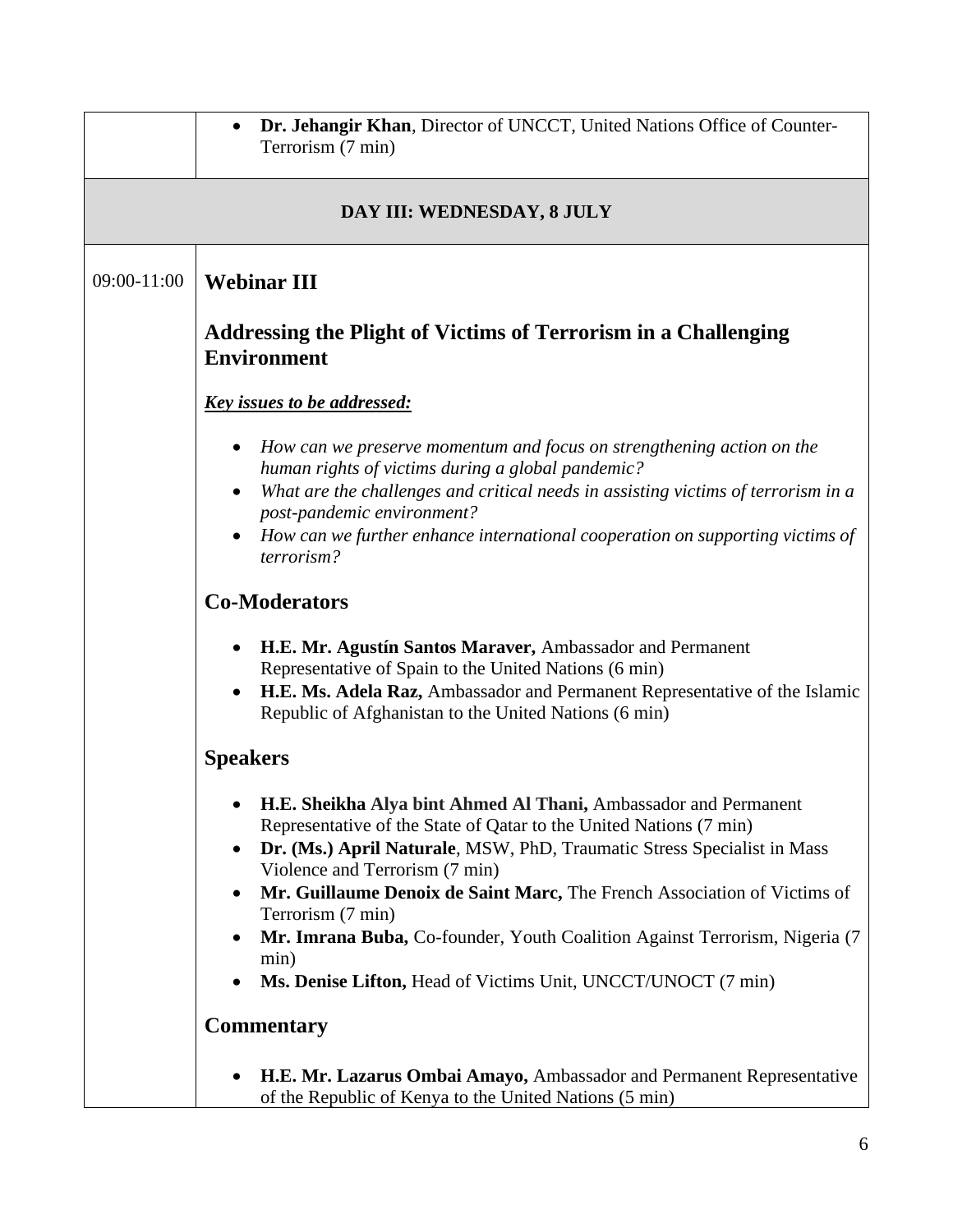| | |
|---|---|
| | • **Dr. Jehangir Khan**, Director of UNCCT, United Nations Office of Counter-Terrorism (7 min) |

**DAY III: WEDNESDAY, 8 JULY**

09:00-11:00

## Webinar III

## Addressing the Plight of Victims of Terrorism in a Challenging Environment

***Key issues to be addressed:***

- *How can we preserve momentum and focus on strengthening action on the human rights of victims during a global pandemic?*
- *What are the challenges and critical needs in assisting victims of terrorism in a post-pandemic environment?*
- *How can we further enhance international cooperation on supporting victims of terrorism?*

### Co-Moderators

- **H.E. Mr. Agustín Santos Maraver,** Ambassador and Permanent Representative of Spain to the United Nations (6 min)
- **H.E. Ms. Adela Raz,** Ambassador and Permanent Representative of the Islamic Republic of Afghanistan to the United Nations (6 min)

### Speakers

- **H.E. Sheikha Alya bint Ahmed Al Thani,** Ambassador and Permanent Representative of the State of Qatar to the United Nations (7 min)
- **Dr. (Ms.) April Naturale**, MSW, PhD, Traumatic Stress Specialist in Mass Violence and Terrorism (7 min)
- **Mr. Guillaume Denoix de Saint Marc,** The French Association of Victims of Terrorism (7 min)
- **Mr. Imrana Buba,** Co-founder, Youth Coalition Against Terrorism, Nigeria (7 min)
- **Ms. Denise Lifton,** Head of Victims Unit, UNCCT/UNOCT (7 min)

### Commentary

- **H.E. Mr. Lazarus Ombai Amayo,** Ambassador and Permanent Representative of the Republic of Kenya to the United Nations (5 min)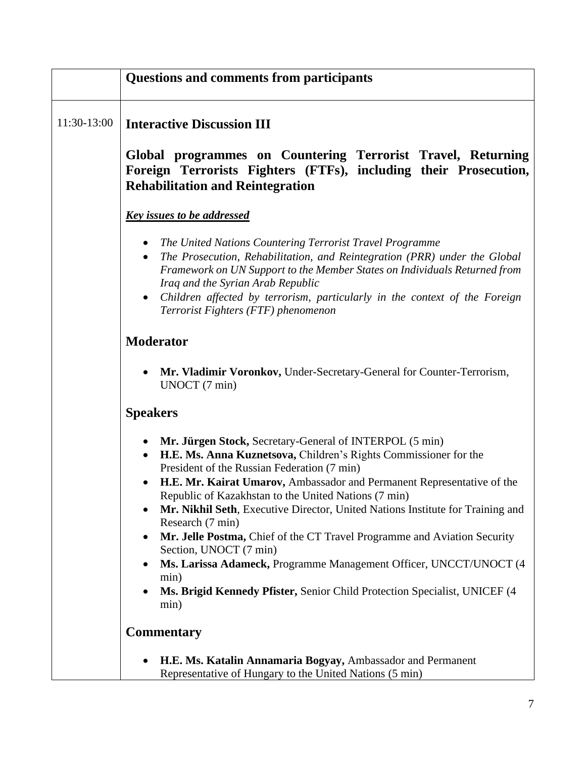| | Questions and comments from participants |
|---|---|
| 11:30-13:00 | **Interactive Discussion III**<br><br>**Global programmes on Countering Terrorist Travel, Returning Foreign Terrorists Fighters (FTFs), including their Prosecution, Rehabilitation and Reintegration**<br><br>***Key issues to be addressed***<br><br>• *The United Nations Countering Terrorist Travel Programme*<br>• *The Prosecution, Rehabilitation, and Reintegration (PRR) under the Global Framework on UN Support to the Member States on Individuals Returned from Iraq and the Syrian Arab Republic*<br>• *Children affected by terrorism, particularly in the context of the Foreign Terrorist Fighters (FTF) phenomenon*<br><br>**Moderator**<br><br>• **Mr. Vladimir Voronkov,** Under-Secretary-General for Counter-Terrorism, UNOCT (7 min)<br><br>**Speakers**<br><br>• **Mr. Jürgen Stock,** Secretary-General of INTERPOL (5 min)<br>• **H.E. Ms. Anna Kuznetsova,** Children's Rights Commissioner for the President of the Russian Federation (7 min)<br>• **H.E. Mr. Kairat Umarov,** Ambassador and Permanent Representative of the Republic of Kazakhstan to the United Nations (7 min)<br>• **Mr. Nikhil Seth**, Executive Director, United Nations Institute for Training and Research (7 min)<br>• **Mr. Jelle Postma,** Chief of the CT Travel Programme and Aviation Security Section, UNOCT (7 min)<br>• **Ms. Larissa Adameck,** Programme Management Officer, UNCCT/UNOCT (4 min)<br>• **Ms. Brigid Kennedy Pfister,** Senior Child Protection Specialist, UNICEF (4 min)<br><br>**Commentary**<br><br>• **H.E. Ms. Katalin Annamaria Bogyay,** Ambassador and Permanent Representative of Hungary to the United Nations (5 min) |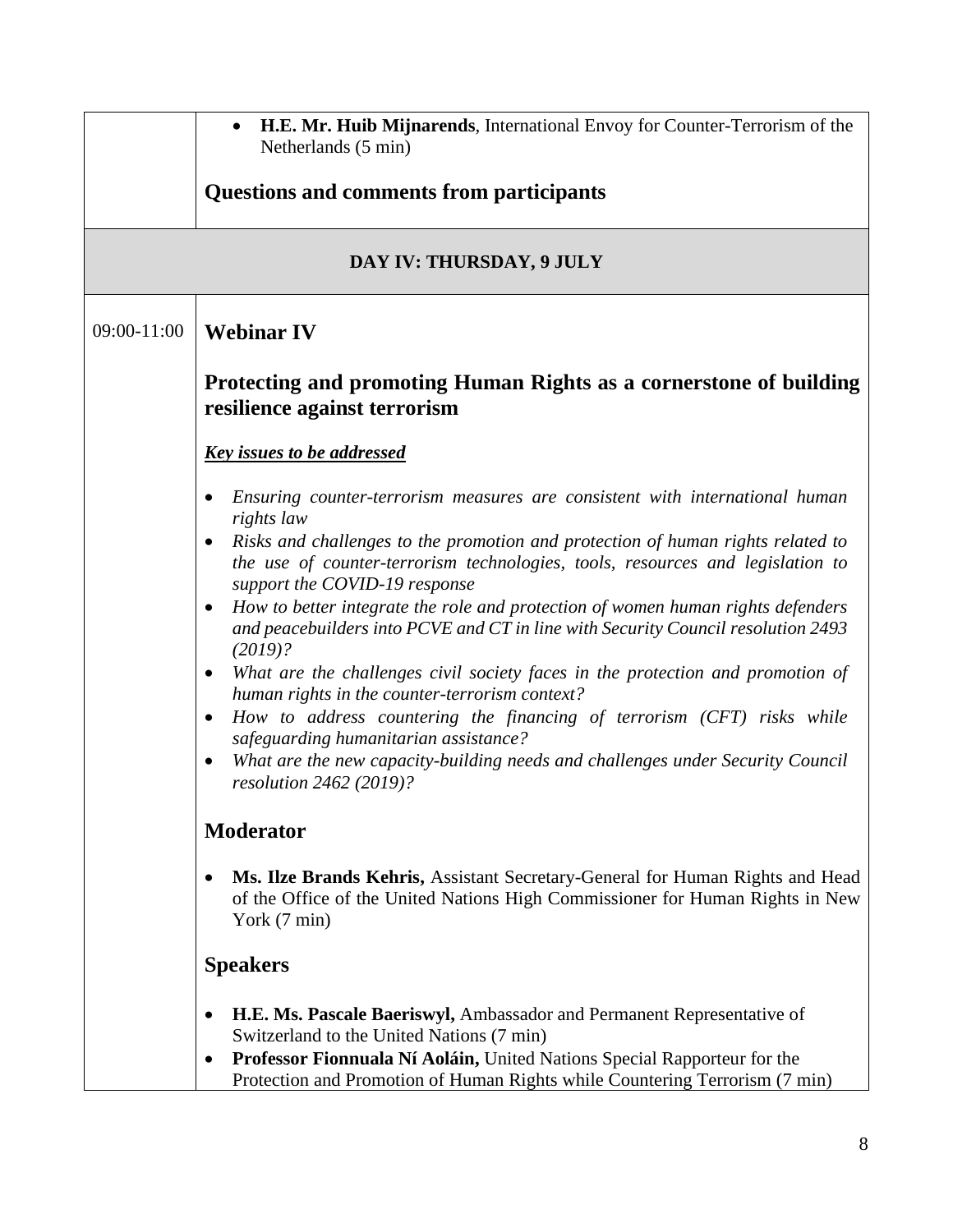| | |
|---|---|
| | • **H.E. Mr. Huib Mijnarends**, International Envoy for Counter-Terrorism of the Netherlands (5 min)<br><br>**Questions and comments from participants** |
| **DAY IV: THURSDAY, 9 JULY** | |
| 09:00-11:00 | **Webinar IV**<br><br>**Protecting and promoting Human Rights as a cornerstone of building resilience against terrorism**<br><br>***Key issues to be addressed***<br><br>• *Ensuring counter-terrorism measures are consistent with international human rights law*<br>• *Risks and challenges to the promotion and protection of human rights related to the use of counter-terrorism technologies, tools, resources and legislation to support the COVID-19 response*<br>• *How to better integrate the role and protection of women human rights defenders and peacebuilders into PCVE and CT in line with Security Council resolution 2493 (2019)?*<br>• *What are the challenges civil society faces in the protection and promotion of human rights in the counter-terrorism context?*<br>• *How to address countering the financing of terrorism (CFT) risks while safeguarding humanitarian assistance?*<br>• *What are the new capacity-building needs and challenges under Security Council resolution 2462 (2019)?*<br><br>**Moderator**<br><br>• **Ms. Ilze Brands Kehris,** Assistant Secretary-General for Human Rights and Head of the Office of the United Nations High Commissioner for Human Rights in New York (7 min)<br><br>**Speakers**<br><br>• **H.E. Ms. Pascale Baeriswyl,** Ambassador and Permanent Representative of Switzerland to the United Nations (7 min)<br>• **Professor Fionnuala Ní Aoláin,** United Nations Special Rapporteur for the Protection and Promotion of Human Rights while Countering Terrorism (7 min) |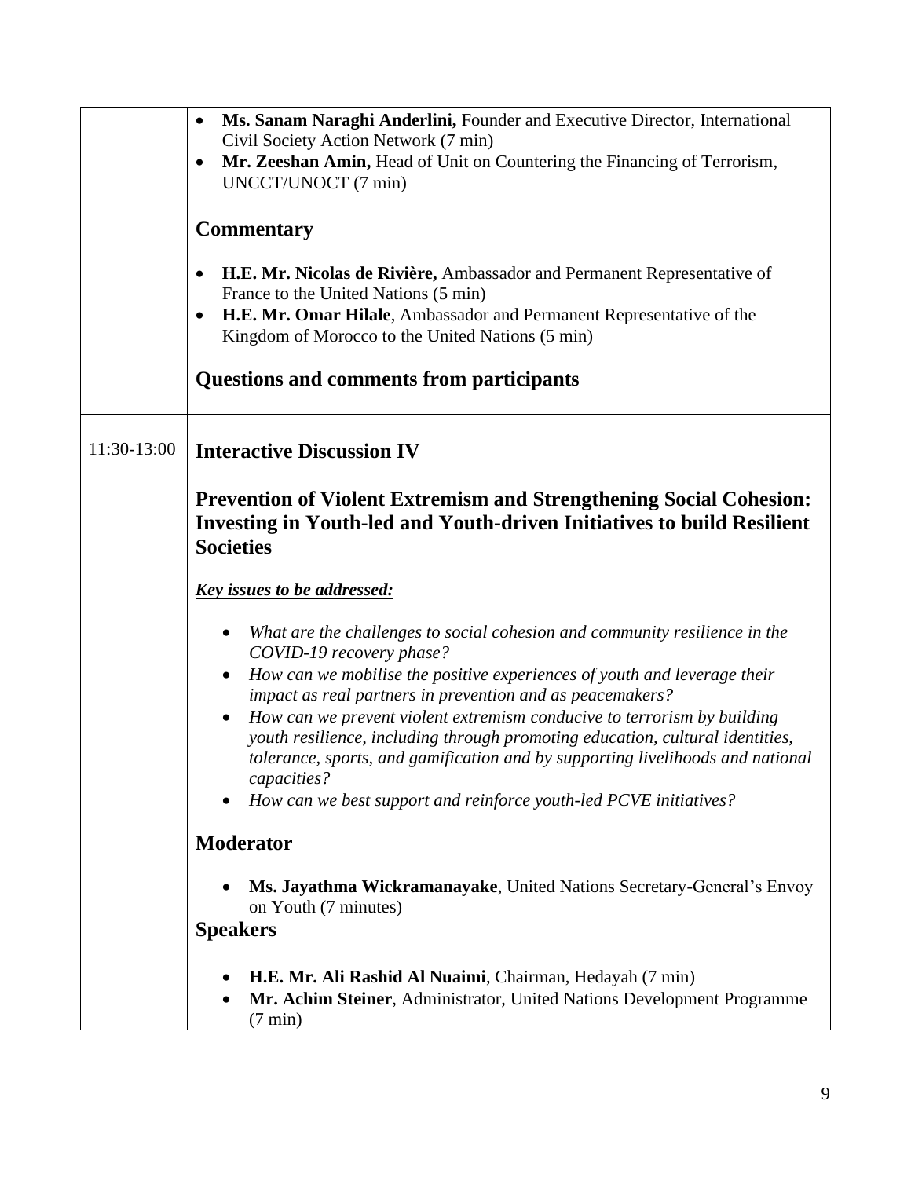| | |
|---|---|
| | • **Ms. Sanam Naraghi Anderlini,** Founder and Executive Director, International Civil Society Action Network (7 min)<br>• **Mr. Zeeshan Amin,** Head of Unit on Countering the Financing of Terrorism, UNCCT/UNOCT (7 min)<br><br>**Commentary**<br><br>• **H.E. Mr. Nicolas de Rivière,** Ambassador and Permanent Representative of France to the United Nations (5 min)<br>• **H.E. Mr. Omar Hilale**, Ambassador and Permanent Representative of the Kingdom of Morocco to the United Nations (5 min)<br><br>**Questions and comments from participants** |
| 11:30-13:00 | **Interactive Discussion IV**<br><br>**Prevention of Violent Extremism and Strengthening Social Cohesion: Investing in Youth-led and Youth-driven Initiatives to build Resilient Societies**<br><br>***Key issues to be addressed:***<br><br>• *What are the challenges to social cohesion and community resilience in the COVID-19 recovery phase?*<br>• *How can we mobilise the positive experiences of youth and leverage their impact as real partners in prevention and as peacemakers?*<br>• *How can we prevent violent extremism conducive to terrorism by building youth resilience, including through promoting education, cultural identities, tolerance, sports, and gamification and by supporting livelihoods and national capacities?*<br>• *How can we best support and reinforce youth-led PCVE initiatives?*<br><br>**Moderator**<br><br>• **Ms. Jayathma Wickramanayake**, United Nations Secretary-General's Envoy on Youth (7 minutes)<br><br>**Speakers**<br><br>• **H.E. Mr. Ali Rashid Al Nuaimi**, Chairman, Hedayah (7 min)<br>• **Mr. Achim Steiner**, Administrator, United Nations Development Programme (7 min) |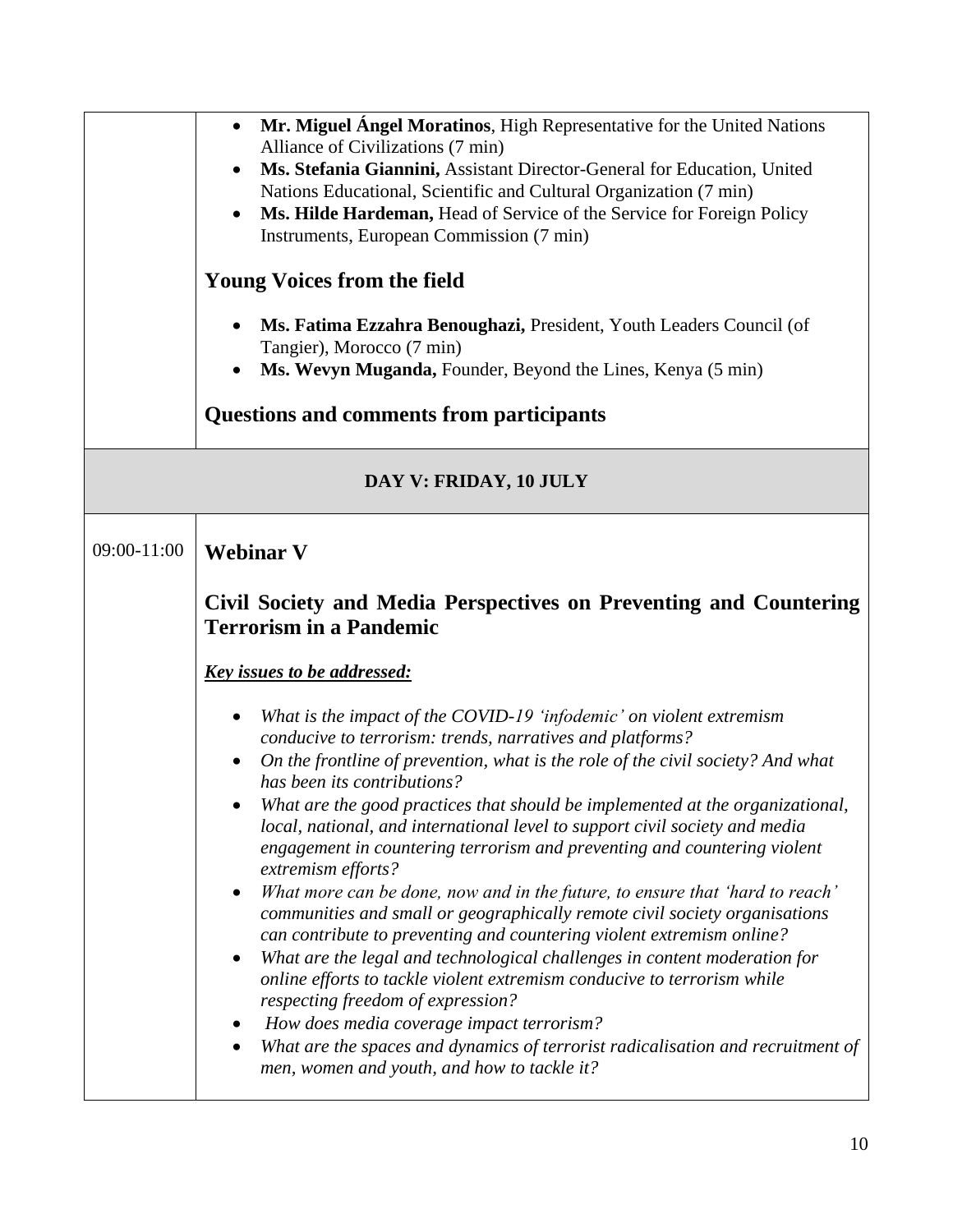| | |
|---|---|
| | • **Mr. Miguel Ángel Moratinos**, High Representative for the United Nations Alliance of Civilizations (7 min)<br>• **Ms. Stefania Giannini,** Assistant Director-General for Education, United Nations Educational, Scientific and Cultural Organization (7 min)<br>• **Ms. Hilde Hardeman,** Head of Service of the Service for Foreign Policy Instruments, European Commission (7 min)<br><br>**Young Voices from the field**<br><br>• **Ms. Fatima Ezzahra Benoughazi,** President, Youth Leaders Council (of Tangier), Morocco (7 min)<br>• **Ms. Wevyn Muganda,** Founder, Beyond the Lines, Kenya (5 min)<br><br>**Questions and comments from participants** |
| **DAY V: FRIDAY, 10 JULY** | |
| 09:00-11:00 | **Webinar V**<br><br>**Civil Society and Media Perspectives on Preventing and Countering Terrorism in a Pandemic**<br><br>***Key issues to be addressed:***<br><br>• *What is the impact of the COVID-19 'infodemic' on violent extremism conducive to terrorism: trends, narratives and platforms?*<br>• *On the frontline of prevention, what is the role of the civil society? And what has been its contributions?*<br>• *What are the good practices that should be implemented at the organizational, local, national, and international level to support civil society and media engagement in countering terrorism and preventing and countering violent extremism efforts?*<br>• *What more can be done, now and in the future, to ensure that 'hard to reach' communities and small or geographically remote civil society organisations can contribute to preventing and countering violent extremism online?*<br>• *What are the legal and technological challenges in content moderation for online efforts to tackle violent extremism conducive to terrorism while respecting freedom of expression?*<br>• *How does media coverage impact terrorism?*<br>• *What are the spaces and dynamics of terrorist radicalisation and recruitment of men, women and youth, and how to tackle it?* |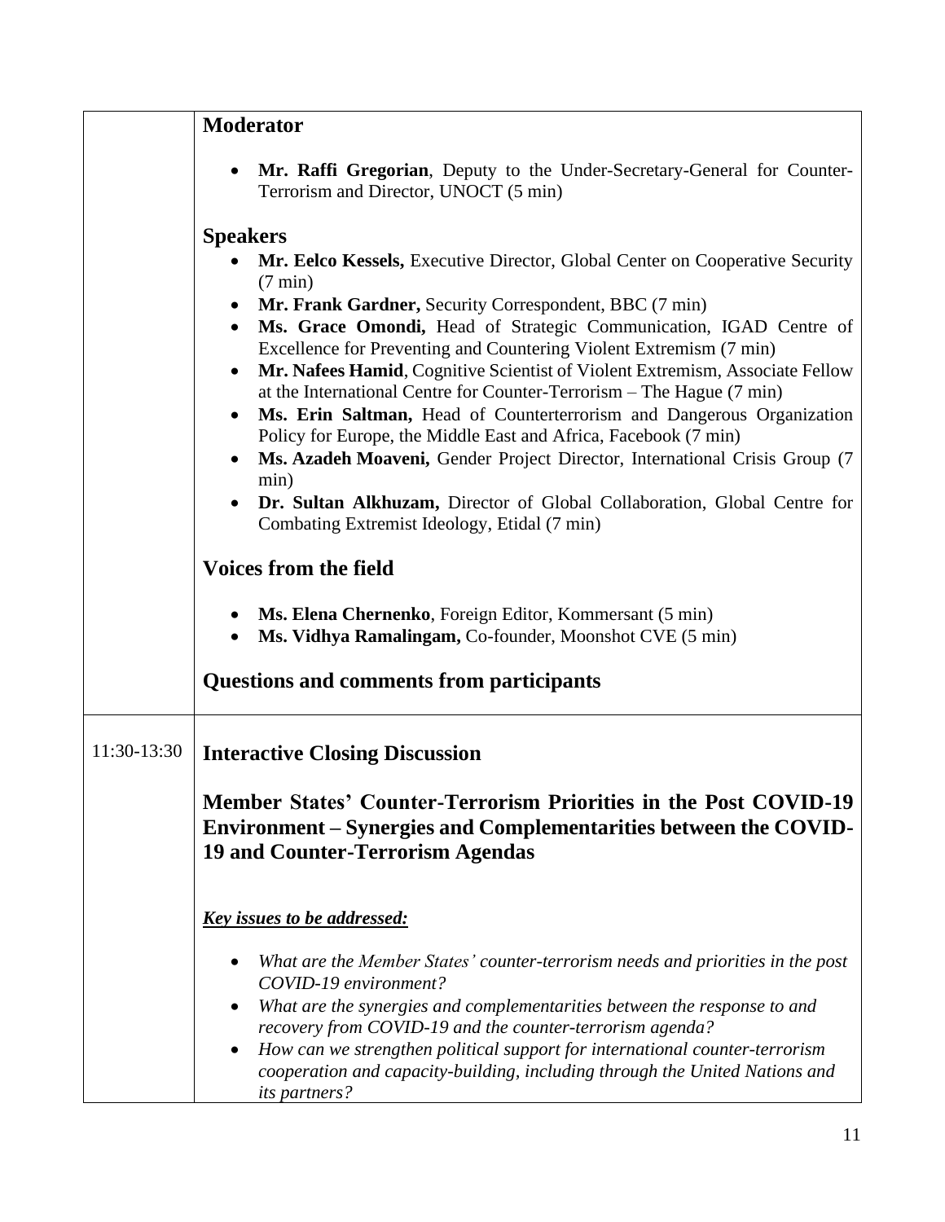| | |
|---|---|
| | **Moderator**<br><br>• **Mr. Raffi Gregorian**, Deputy to the Under-Secretary-General for Counter-Terrorism and Director, UNOCT (5 min)<br><br>**Speakers**<br>• **Mr. Eelco Kessels,** Executive Director, Global Center on Cooperative Security (7 min)<br>• **Mr. Frank Gardner,** Security Correspondent, BBC (7 min)<br>• **Ms. Grace Omondi,** Head of Strategic Communication, IGAD Centre of Excellence for Preventing and Countering Violent Extremism (7 min)<br>• **Mr. Nafees Hamid**, Cognitive Scientist of Violent Extremism, Associate Fellow at the International Centre for Counter-Terrorism – The Hague (7 min)<br>• **Ms. Erin Saltman,** Head of Counterterrorism and Dangerous Organization Policy for Europe, the Middle East and Africa, Facebook (7 min)<br>• **Ms. Azadeh Moaveni,** Gender Project Director, International Crisis Group (7 min)<br>• **Dr. Sultan Alkhuzam,** Director of Global Collaboration, Global Centre for Combating Extremist Ideology, Etidal (7 min)<br><br>**Voices from the field**<br><br>• **Ms. Elena Chernenko**, Foreign Editor, Kommersant (5 min)<br>• **Ms. Vidhya Ramalingam,** Co-founder, Moonshot CVE (5 min)<br><br>**Questions and comments from participants** |
| 11:30-13:30 | **Interactive Closing Discussion**<br><br>**Member States' Counter-Terrorism Priorities in the Post COVID-19 Environment – Synergies and Complementarities between the COVID-19 and Counter-Terrorism Agendas**<br><br>***Key issues to be addressed:***<br><br>• *What are the Member States' counter-terrorism needs and priorities in the post COVID-19 environment?*<br>• *What are the synergies and complementarities between the response to and recovery from COVID-19 and the counter-terrorism agenda?*<br>• *How can we strengthen political support for international counter-terrorism cooperation and capacity-building, including through the United Nations and its partners?* |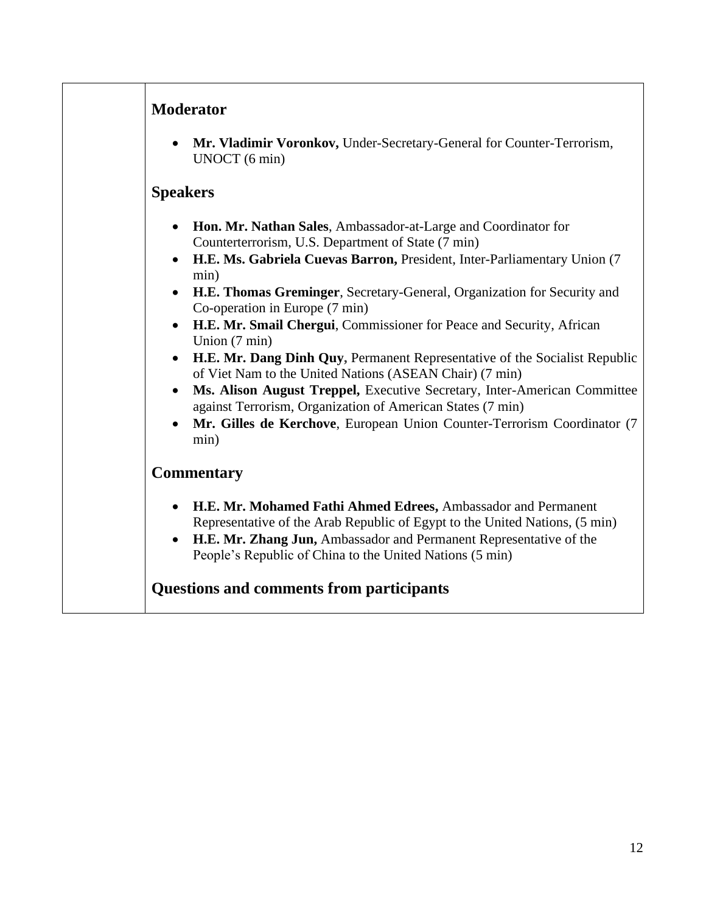## Moderator

- **Mr. Vladimir Voronkov,** Under-Secretary-General for Counter-Terrorism, UNOCT (6 min)

## Speakers

- **Hon. Mr. Nathan Sales**, Ambassador-at-Large and Coordinator for Counterterrorism, U.S. Department of State (7 min)
- **H.E. Ms. Gabriela Cuevas Barron,** President, Inter-Parliamentary Union (7 min)
- **H.E. Thomas Greminger**, Secretary-General, Organization for Security and Co-operation in Europe (7 min)
- **H.E. Mr. Smail Chergui**, Commissioner for Peace and Security, African Union (7 min)
- **H.E. Mr. Dang Dinh Quy,** Permanent Representative of the Socialist Republic of Viet Nam to the United Nations (ASEAN Chair) (7 min)
- **Ms. Alison August Treppel,** Executive Secretary, Inter-American Committee against Terrorism, Organization of American States (7 min)
- **Mr. Gilles de Kerchove**, European Union Counter-Terrorism Coordinator (7 min)

## Commentary

- **H.E. Mr. Mohamed Fathi Ahmed Edrees,** Ambassador and Permanent Representative of the Arab Republic of Egypt to the United Nations, (5 min)
- **H.E. Mr. Zhang Jun,** Ambassador and Permanent Representative of the People's Republic of China to the United Nations (5 min)

## Questions and comments from participants